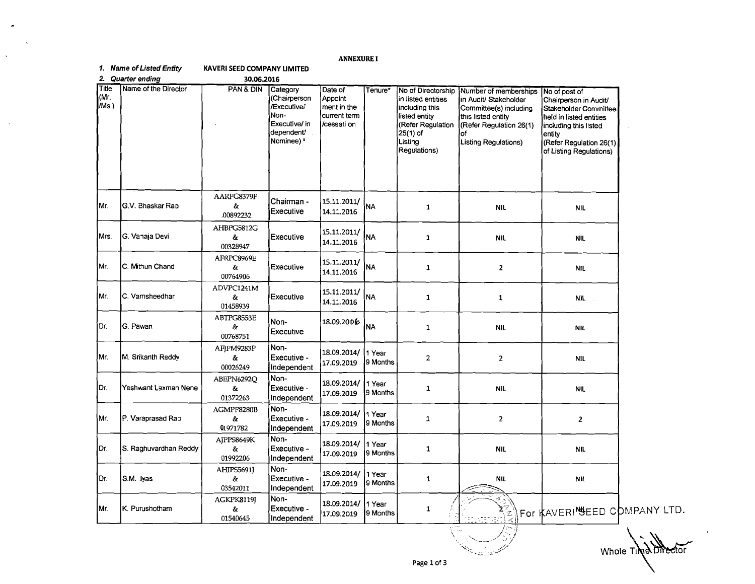**ANNEXURE I**

1. *Name of Listed Entity* **KAVERI SEED COMPANY LIMITED**

2. *Quarter ending* **30.06.2016**

| Title (Mr./Ms.) | Name of the Director | PAN & DIN | Category (Chairperson /Executive/ Non-Executive/ independent/ Nominee) * | Date of Appointment in the current term /cessation | Tenure* | No of Directorship in listed entities including this listed entity (Refer Regulation 25(1) of Listing Regulations) | Number of memberships in Audit/ Stakeholder Committee(s) including this listed entity (Refer Regulation 26(1) of Listing Regulations) | No of post of Chairperson in Audit/ Stakeholder Committee held in listed entities including this listed entity (Refer Regulation 26(1) of Listing Regulations) |
|---|---|---|---|---|---|---|---|---|
| Mr. | G.V. Bhaskar Rao | AARPG8379F & 00892232 | Chairman - Executive | 15.11.2011/ 14.11.2016 | NA | 1 | NIL | NIL |
| Mrs. | G. Vanaja Devi | AHBPG5812G & 00328947 | Executive | 15.11.2011/ 14.11.2016 | NA | 1 | NIL | NIL |
| Mr. | C. Mithun Chand | AFRPC8969E & 00764906 | Executive | 15.11.2011/ 14.11.2016 | NA | 1 | 2 | NIL |
| Mr. | C. Vamsheedhar | ADVPC1241M & 01458939 | Executive | 15.11.2011/ 14.11.2016 | NA | 1 | 1 | NIL |
| Dr. | G. Pawan | ABTPG8553E & 00768751 | Non-Executive | 18.09.2006 | NA | 1 | NIL | NIL |
| Mr. | M. Srikanth Reddy | AFJPM9283P & 00026249 | Non-Executive - Independent | 18.09.2014/ 17.09.2019 | 1 Year 9 Months | 2 | 2 | NIL |
| Dr. | Yeshwant Laxman Nene | ABEPN6292Q & 01372263 | Non-Executive - Independent | 18.09.2014/ 17.09.2019 | 1 Year 9 Months | 1 | NIL | NIL |
| Mr. | P. Varaprasad Rao | AGMPP8280B & 01971782 | Non-Executive - Independent | 18.09.2014/ 17.09.2019 | 1 Year 9 Months | 1 | 2 | 2 |
| Dr. | S. Raghuvardhan Reddy | AJPPS8649K & 01992206 | Non-Executive - Independent | 18.09.2014/ 17.09.2019 | 1 Year 9 Months | 1 | NIL | NIL |
| Dr. | S.M. Ilyas | AHIPS5691J & 03542011 | Non-Executive - Independent | 18.09.2014/ 17.09.2019 | 1 Year 9 Months | 1 | NIL | NIL |
| Mr. | K. Purushotham | AGKPK8119J & 01540645 | Non-Executive - Independent | 18.09.2014/ 17.09.2019 | 1 Year 9 Months | 1 | 2 | NIL |

For KAVERI SEED COMPANY LTD.

Whole Time Director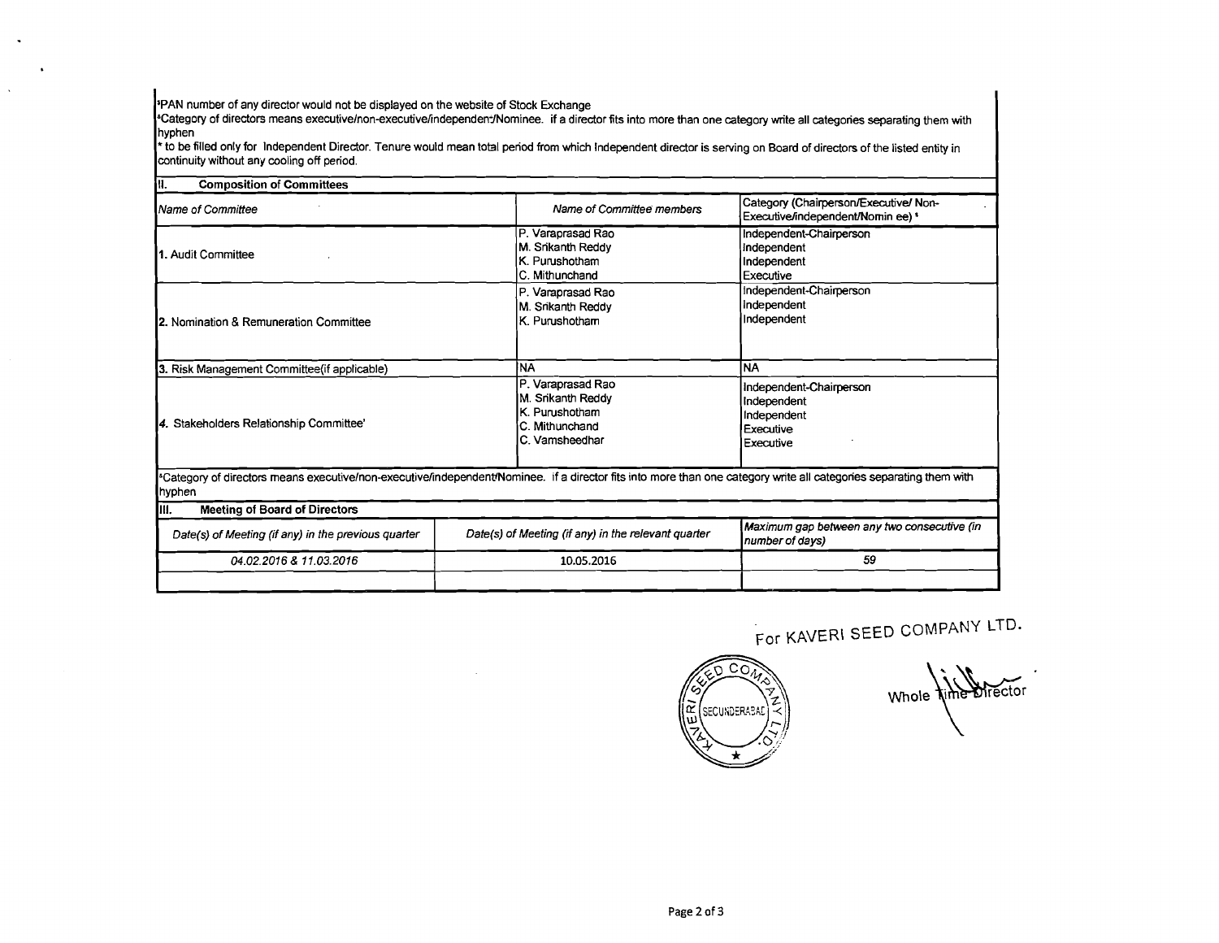[3]PAN number of any director would not be displayed on the website of Stock Exchange

[4]Category of directors means executive/non-executive/independent/Nominee. if a director fits into more than one category write all categories separating them with hyphen

* to be filled only for Independent Director. Tenure would mean total period from which Independent director is serving on Board of directors of the listed entity in continuity without any cooling off period.

## II. Composition of Committees

| Name of Committee | Name of Committee members | Category (Chairperson/Executive/ Non-Executive/independent/Nominee) [1] |
|---|---|---|
| 1. Audit Committee | P. Varaprasad Rao<br>M. Srikanth Reddy<br>K. Purushotham<br>C. Mithunchand | Independent-Chairperson<br>Independent<br>Independent<br>Executive |
| 2. Nomination & Remuneration Committee | P. Varaprasad Rao<br>M. Srikanth Reddy<br>K. Purushotham | Independent-Chairperson<br>Independent<br>Independent |
| 3. Risk Management Committee(if applicable) | NA | NA |
| 4. Stakeholders Relationship Committee' | P. Varaprasad Rao<br>M. Srikanth Reddy<br>K. Purushotham<br>C. Mithunchand<br>C. Vamsheedhar | Independent-Chairperson<br>Independent<br>Independent<br>Executive<br>Executive |

[1]Category of directors means executive/non-executive/independent/Nominee. if a director fits into more than one category write all categories separating them with hyphen

## III. Meeting of Board of Directors

| Date(s) of Meeting (if any) in the previous quarter | Date(s) of Meeting (if any) in the relevant quarter | Maximum gap between any two consecutive (in number of days) |
|---|---|---|
| 04.02.2016 & 11.03.2016 | 10.05.2016 | 59 |
| | | |

For KAVERI SEED COMPANY LTD.

KAVERI SEED COMPANY LTD. SECUNDERABAD

Whole Time Director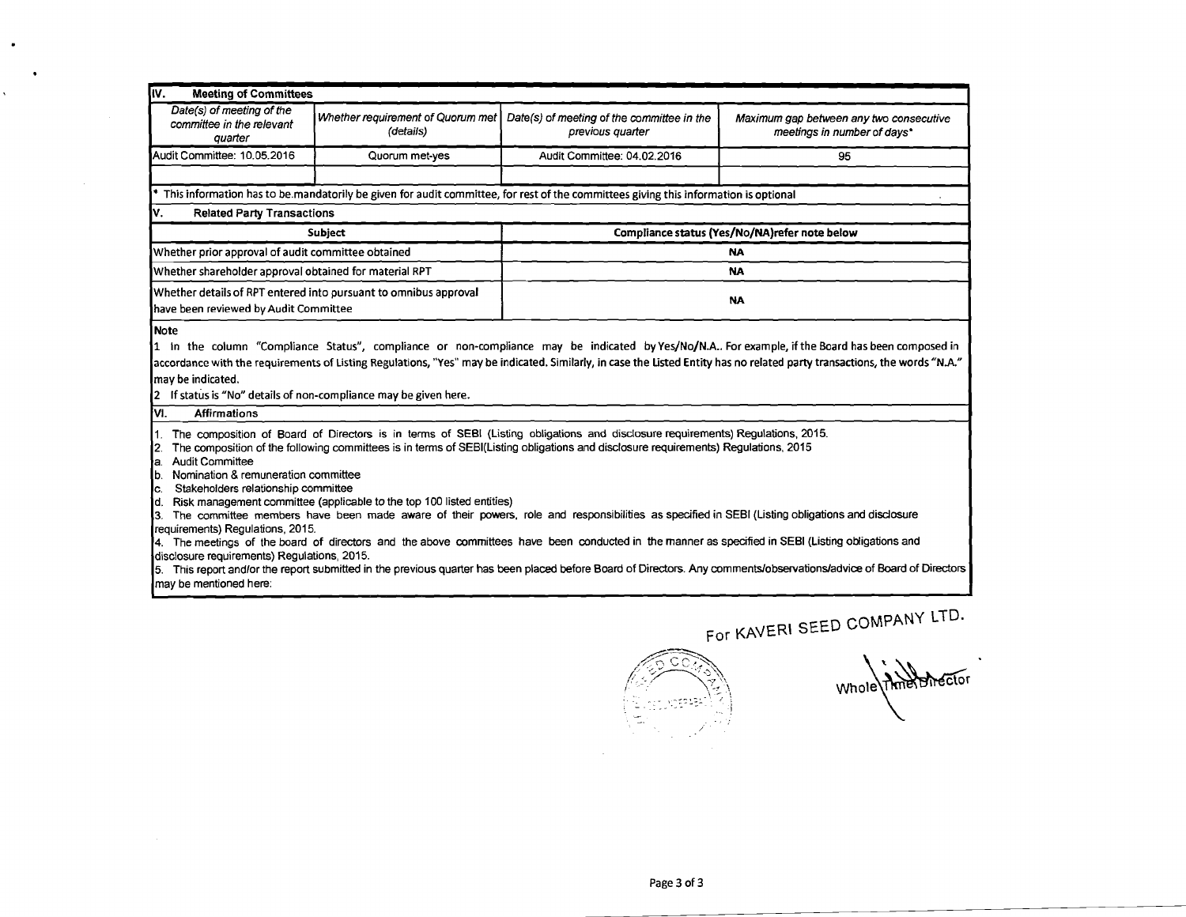## IV. Meeting of Committees

| *Date(s) of meeting of the committee in the relevant quarter* | *Whether requirement of Quorum met (details)* | *Date(s) of meeting of the committee in the previous quarter* | *Maximum gap between any two consecutive meetings in number of days** |
|---|---|---|---|
| Audit Committee: 10.05.2016 | Quorum met-yes | Audit Committee: 04.02.2016 | 95 |
| | | | |

* This information has to be mandatorily be given for audit committee, for rest of the committees giving this information is optional

## V. Related Party Transactions

| Subject | Compliance status (Yes/No/NA)refer note below |
|---|---|
| Whether prior approval of audit committee obtained | NA |
| Whether shareholder approval obtained for material RPT | NA |
| Whether details of RPT entered into pursuant to omnibus approval have been reviewed by Audit Committee | NA |

**Note**

1 In the column "Compliance Status", compliance or non-compliance may be indicated by Yes/No/N.A.. For example, if the Board has been composed in accordance with the requirements of Listing Regulations, "Yes" may be indicated. Similarly, in case the Listed Entity has no related party transactions, the words "N.A." may be indicated.

2 If status is "No" details of non-compliance may be given here.

## VI. Affirmations

1. The composition of Board of Directors is in terms of SEBI (Listing obligations and disclosure requirements) Regulations, 2015.
2. The composition of the following committees is in terms of SEBI(Listing obligations and disclosure requirements) Regulations, 2015
   - a. Audit Committee
   - b. Nomination & remuneration committee
   - c. Stakeholders relationship committee
   - d. Risk management committee (applicable to the top 100 listed entities)
3. The committee members have been made aware of their powers, role and responsibilities as specified in SEBI (Listing obligations and disclosure requirements) Regulations, 2015.
4. The meetings of the board of directors and the above committees have been conducted in the manner as specified in SEBI (Listing obligations and disclosure requirements) Regulations, 2015.
5. This report and/or the report submitted in the previous quarter has been placed before Board of Directors. Any comments/observations/advice of Board of Directors may be mentioned here:

For KAVERI SEED COMPANY LTD.

Whole Time Director